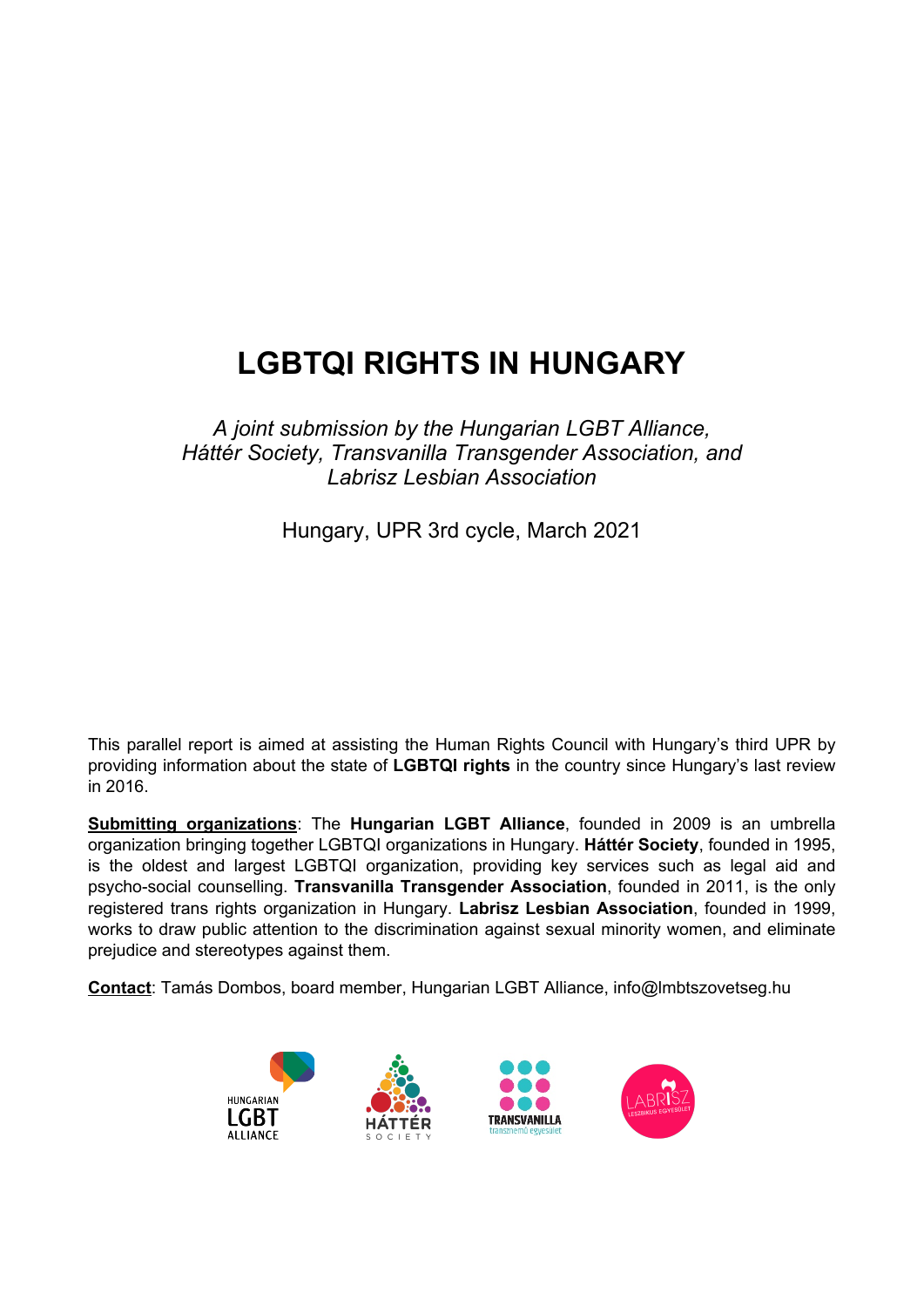# LGBTQI RIGHTS IN HUNGARY

*A joint submission by the Hungarian LGBT Alliance, Háttér Society, Transvanilla Transgender Association, and Labrisz Lesbian Association*

Hungary, UPR 3rd cycle, March 2021

This parallel report is aimed at assisting the Human Rights Council with Hungary's third UPR by providing information about the state of **LGBTQI rights** in the country since Hungary's last review in 2016.

**Submitting organizations**: The **Hungarian LGBT Alliance**, founded in 2009 is an umbrella organization bringing together LGBTQI organizations in Hungary. **Háttér Society**, founded in 1995, is the oldest and largest LGBTQI organization, providing key services such as legal aid and psycho-social counselling. **Transvanilla Transgender Association**, founded in 2011, is the only registered trans rights organization in Hungary. **Labrisz Lesbian Association**, founded in 1999, works to draw public attention to the discrimination against sexual minority women, and eliminate prejudice and stereotypes against them.

**Contact**: Tamás Dombos, board member, Hungarian LGBT Alliance, info@lmbtszovetseg.hu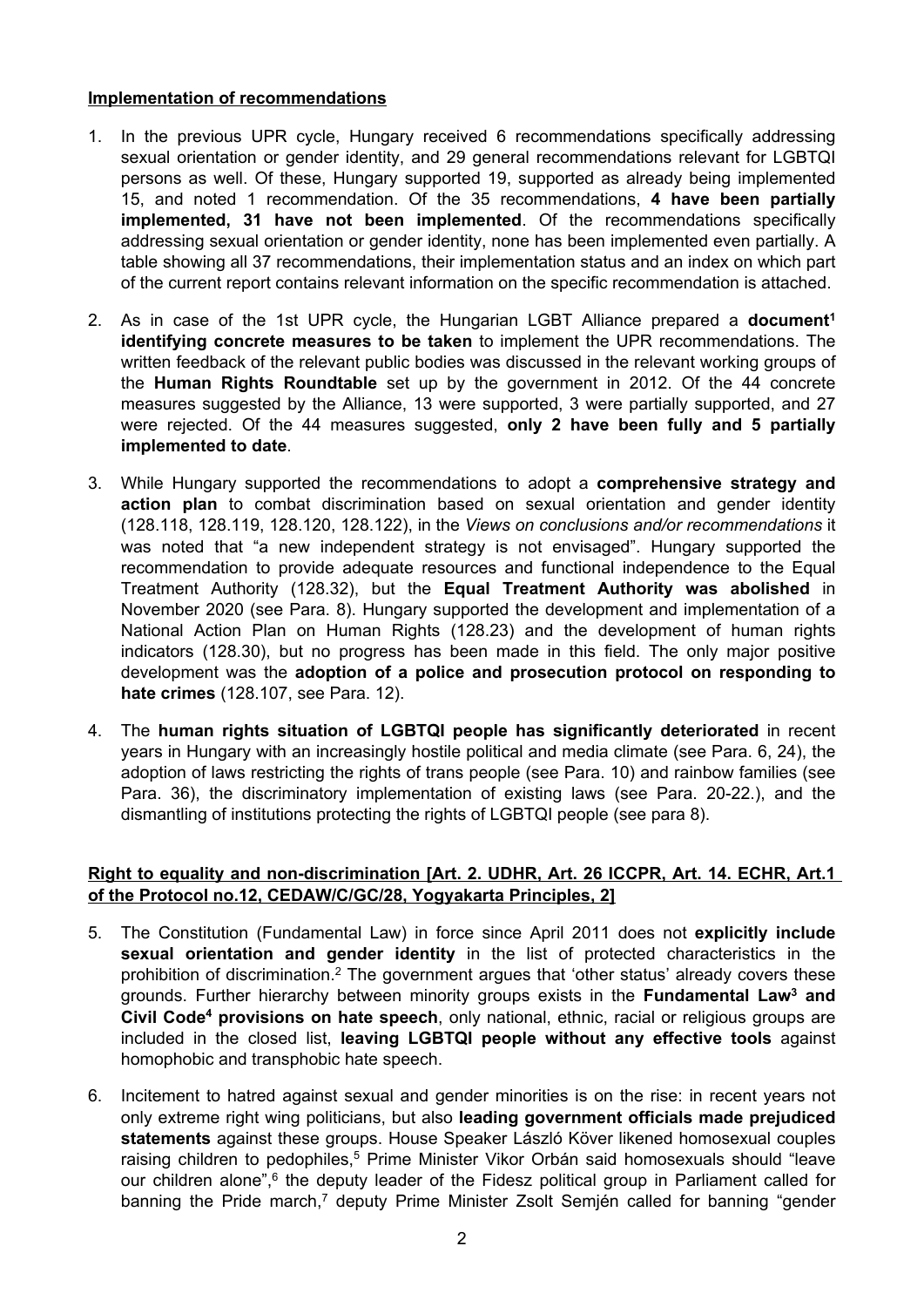**Implementation of recommendations**

1. In the previous UPR cycle, Hungary received 6 recommendations specifically addressing sexual orientation or gender identity, and 29 general recommendations relevant for LGBTQI persons as well. Of these, Hungary supported 19, supported as already being implemented 15, and noted 1 recommendation. Of the 35 recommendations, **4 have been partially implemented, 31 have not been implemented**. Of the recommendations specifically addressing sexual orientation or gender identity, none has been implemented even partially. A table showing all 37 recommendations, their implementation status and an index on which part of the current report contains relevant information on the specific recommendation is attached.

2. As in case of the 1st UPR cycle, the Hungarian LGBT Alliance prepared a **document[1] identifying concrete measures to be taken** to implement the UPR recommendations. The written feedback of the relevant public bodies was discussed in the relevant working groups of the **Human Rights Roundtable** set up by the government in 2012. Of the 44 concrete measures suggested by the Alliance, 13 were supported, 3 were partially supported, and 27 were rejected. Of the 44 measures suggested, **only 2 have been fully and 5 partially implemented to date**.

3. While Hungary supported the recommendations to adopt a **comprehensive strategy and action plan** to combat discrimination based on sexual orientation and gender identity (128.118, 128.119, 128.120, 128.122), in the *Views on conclusions and/or recommendations* it was noted that "a new independent strategy is not envisaged". Hungary supported the recommendation to provide adequate resources and functional independence to the Equal Treatment Authority (128.32), but the **Equal Treatment Authority was abolished** in November 2020 (see Para. 8). Hungary supported the development and implementation of a National Action Plan on Human Rights (128.23) and the development of human rights indicators (128.30), but no progress has been made in this field. The only major positive development was the **adoption of a police and prosecution protocol on responding to hate crimes** (128.107, see Para. 12).

4. The **human rights situation of LGBTQI people has significantly deteriorated** in recent years in Hungary with an increasingly hostile political and media climate (see Para. 6, 24), the adoption of laws restricting the rights of trans people (see Para. 10) and rainbow families (see Para. 36), the discriminatory implementation of existing laws (see Para. 20-22.), and the dismantling of institutions protecting the rights of LGBTQI people (see para 8).

**Right to equality and non-discrimination [Art. 2. UDHR, Art. 26 ICCPR, Art. 14. ECHR, Art.1 of the Protocol no.12, CEDAW/C/GC/28, Yogyakarta Principles, 2]**

5. The Constitution (Fundamental Law) in force since April 2011 does not **explicitly include sexual orientation and gender identity** in the list of protected characteristics in the prohibition of discrimination.[2] The government argues that 'other status' already covers these grounds. Further hierarchy between minority groups exists in the **Fundamental Law[3] and Civil Code[4] provisions on hate speech**, only national, ethnic, racial or religious groups are included in the closed list, **leaving LGBTQI people without any effective tools** against homophobic and transphobic hate speech.

6. Incitement to hatred against sexual and gender minorities is on the rise: in recent years not only extreme right wing politicians, but also **leading government officials made prejudiced statements** against these groups. House Speaker László Köver likened homosexual couples raising children to pedophiles,[5] Prime Minister Vikor Orbán said homosexuals should "leave our children alone",[6] the deputy leader of the Fidesz political group in Parliament called for banning the Pride march,[7] deputy Prime Minister Zsolt Semjén called for banning "gender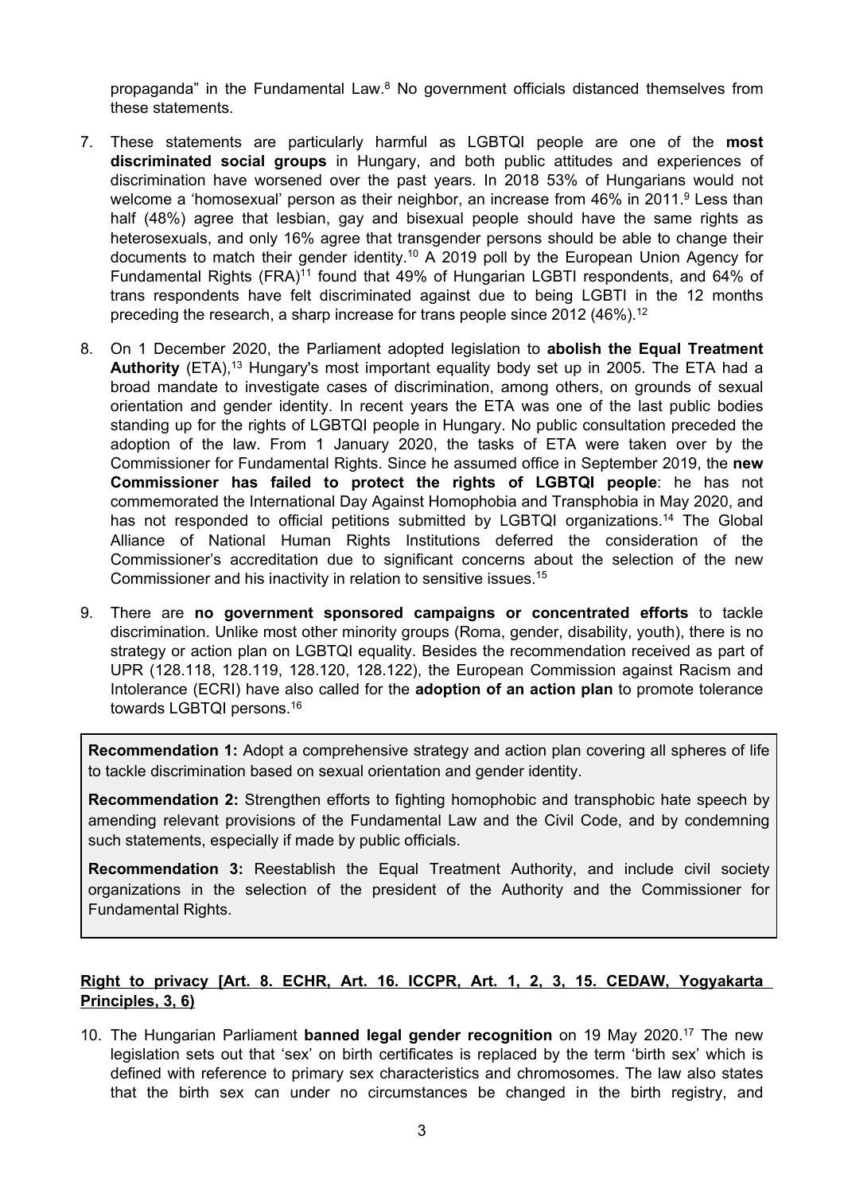propaganda" in the Fundamental Law.[8] No government officials distanced themselves from these statements.

7. These statements are particularly harmful as LGBTQI people are one of the **most discriminated social groups** in Hungary, and both public attitudes and experiences of discrimination have worsened over the past years. In 2018 53% of Hungarians would not welcome a 'homosexual' person as their neighbor, an increase from 46% in 2011.[9] Less than half (48%) agree that lesbian, gay and bisexual people should have the same rights as heterosexuals, and only 16% agree that transgender persons should be able to change their documents to match their gender identity.[10] A 2019 poll by the European Union Agency for Fundamental Rights (FRA)[11] found that 49% of Hungarian LGBTI respondents, and 64% of trans respondents have felt discriminated against due to being LGBTI in the 12 months preceding the research, a sharp increase for trans people since 2012 (46%).[12]

8. On 1 December 2020, the Parliament adopted legislation to **abolish the Equal Treatment Authority** (ETA),[13] Hungary's most important equality body set up in 2005. The ETA had a broad mandate to investigate cases of discrimination, among others, on grounds of sexual orientation and gender identity. In recent years the ETA was one of the last public bodies standing up for the rights of LGBTQI people in Hungary. No public consultation preceded the adoption of the law. From 1 January 2020, the tasks of ETA were taken over by the Commissioner for Fundamental Rights. Since he assumed office in September 2019, the **new Commissioner has failed to protect the rights of LGBTQI people**: he has not commemorated the International Day Against Homophobia and Transphobia in May 2020, and has not responded to official petitions submitted by LGBTQI organizations.[14] The Global Alliance of National Human Rights Institutions deferred the consideration of the Commissioner's accreditation due to significant concerns about the selection of the new Commissioner and his inactivity in relation to sensitive issues.[15]

9. There are **no government sponsored campaigns or concentrated efforts** to tackle discrimination. Unlike most other minority groups (Roma, gender, disability, youth), there is no strategy or action plan on LGBTQI equality. Besides the recommendation received as part of UPR (128.118, 128.119, 128.120, 128.122), the European Commission against Racism and Intolerance (ECRI) have also called for the **adoption of an action plan** to promote tolerance towards LGBTQI persons.[16]

> **Recommendation 1:** Adopt a comprehensive strategy and action plan covering all spheres of life to tackle discrimination based on sexual orientation and gender identity.
>
> **Recommendation 2:** Strengthen efforts to fighting homophobic and transphobic hate speech by amending relevant provisions of the Fundamental Law and the Civil Code, and by condemning such statements, especially if made by public officials.
>
> **Recommendation 3:** Reestablish the Equal Treatment Authority, and include civil society organizations in the selection of the president of the Authority and the Commissioner for Fundamental Rights.

**Right to privacy [Art. 8. ECHR, Art. 16. ICCPR, Art. 1, 2, 3, 15. CEDAW, Yogyakarta Principles, 3, 6)**

10. The Hungarian Parliament **banned legal gender recognition** on 19 May 2020.[17] The new legislation sets out that 'sex' on birth certificates is replaced by the term 'birth sex' which is defined with reference to primary sex characteristics and chromosomes. The law also states that the birth sex can under no circumstances be changed in the birth registry, and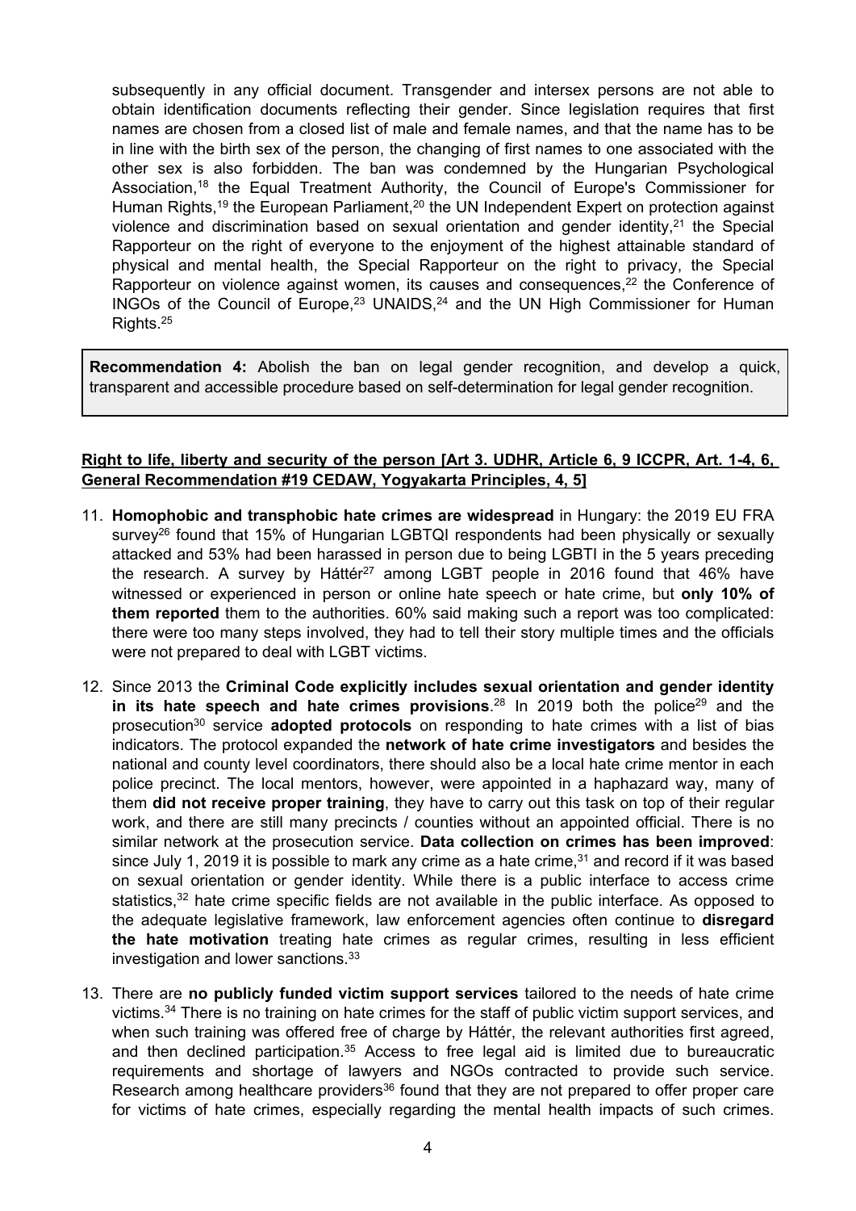subsequently in any official document. Transgender and intersex persons are not able to obtain identification documents reflecting their gender. Since legislation requires that first names are chosen from a closed list of male and female names, and that the name has to be in line with the birth sex of the person, the changing of first names to one associated with the other sex is also forbidden. The ban was condemned by the Hungarian Psychological Association,[18] the Equal Treatment Authority, the Council of Europe's Commissioner for Human Rights,[19] the European Parliament,[20] the UN Independent Expert on protection against violence and discrimination based on sexual orientation and gender identity,[21] the Special Rapporteur on the right of everyone to the enjoyment of the highest attainable standard of physical and mental health, the Special Rapporteur on the right to privacy, the Special Rapporteur on violence against women, its causes and consequences,[22] the Conference of INGOs of the Council of Europe,[23] UNAIDS,[24] and the UN High Commissioner for Human Rights.[25]

**Recommendation 4:** Abolish the ban on legal gender recognition, and develop a quick, transparent and accessible procedure based on self-determination for legal gender recognition.

**Right to life, liberty and security of the person [Art 3. UDHR, Article 6, 9 ICCPR, Art. 1-4, 6, General Recommendation #19 CEDAW, Yogyakarta Principles, 4, 5]**

11. **Homophobic and transphobic hate crimes are widespread** in Hungary: the 2019 EU FRA survey[26] found that 15% of Hungarian LGBTQI respondents had been physically or sexually attacked and 53% had been harassed in person due to being LGBTI in the 5 years preceding the research. A survey by Háttér[27] among LGBT people in 2016 found that 46% have witnessed or experienced in person or online hate speech or hate crime, but **only 10% of them reported** them to the authorities. 60% said making such a report was too complicated: there were too many steps involved, they had to tell their story multiple times and the officials were not prepared to deal with LGBT victims.

12. Since 2013 the **Criminal Code explicitly includes sexual orientation and gender identity in its hate speech and hate crimes provisions**.[28] In 2019 both the police[29] and the prosecution[30] service **adopted protocols** on responding to hate crimes with a list of bias indicators. The protocol expanded the **network of hate crime investigators** and besides the national and county level coordinators, there should also be a local hate crime mentor in each police precinct. The local mentors, however, were appointed in a haphazard way, many of them **did not receive proper training**, they have to carry out this task on top of their regular work, and there are still many precincts / counties without an appointed official. There is no similar network at the prosecution service. **Data collection on crimes has been improved**: since July 1, 2019 it is possible to mark any crime as a hate crime,[31] and record if it was based on sexual orientation or gender identity. While there is a public interface to access crime statistics,[32] hate crime specific fields are not available in the public interface. As opposed to the adequate legislative framework, law enforcement agencies often continue to **disregard the hate motivation** treating hate crimes as regular crimes, resulting in less efficient investigation and lower sanctions.[33]

13. There are **no publicly funded victim support services** tailored to the needs of hate crime victims.[34] There is no training on hate crimes for the staff of public victim support services, and when such training was offered free of charge by Háttér, the relevant authorities first agreed, and then declined participation.[35] Access to free legal aid is limited due to bureaucratic requirements and shortage of lawyers and NGOs contracted to provide such service. Research among healthcare providers[36] found that they are not prepared to offer proper care for victims of hate crimes, especially regarding the mental health impacts of such crimes.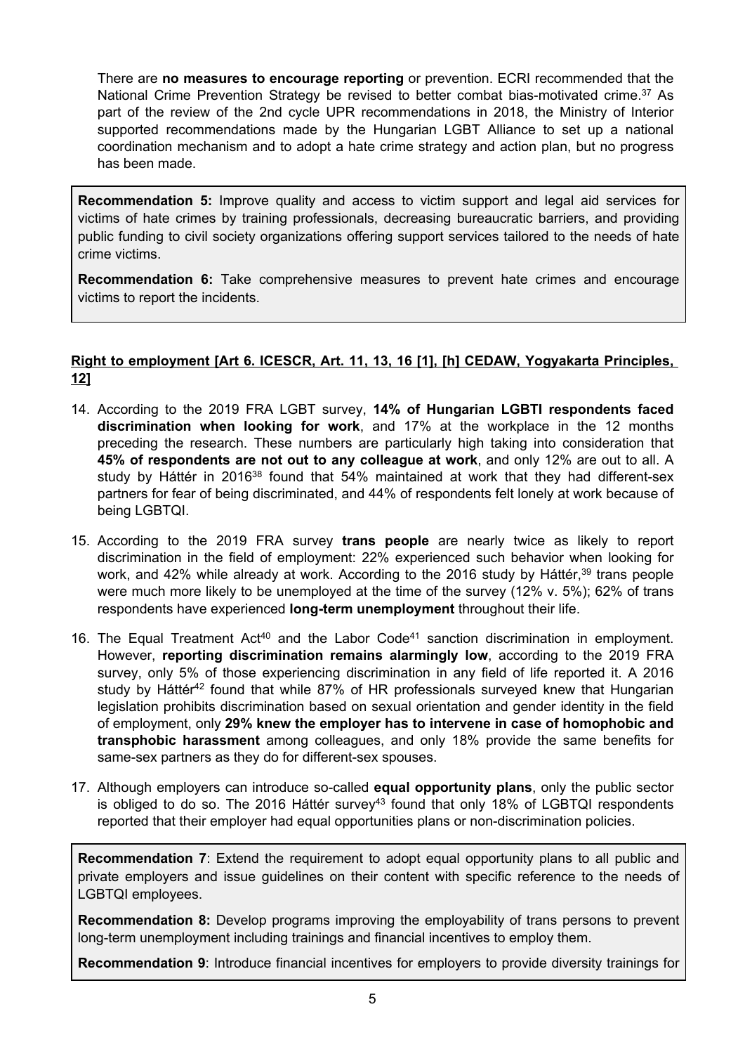There are **no measures to encourage reporting** or prevention. ECRI recommended that the National Crime Prevention Strategy be revised to better combat bias-motivated crime.[37] As part of the review of the 2nd cycle UPR recommendations in 2018, the Ministry of Interior supported recommendations made by the Hungarian LGBT Alliance to set up a national coordination mechanism and to adopt a hate crime strategy and action plan, but no progress has been made.

**Recommendation 5:** Improve quality and access to victim support and legal aid services for victims of hate crimes by training professionals, decreasing bureaucratic barriers, and providing public funding to civil society organizations offering support services tailored to the needs of hate crime victims.

**Recommendation 6:** Take comprehensive measures to prevent hate crimes and encourage victims to report the incidents.

**Right to employment [Art 6. ICESCR, Art. 11, 13, 16 [1], [h] CEDAW, Yogyakarta Principles, 12]**

14. According to the 2019 FRA LGBT survey, **14% of Hungarian LGBTI respondents faced discrimination when looking for work**, and 17% at the workplace in the 12 months preceding the research. These numbers are particularly high taking into consideration that **45% of respondents are not out to any colleague at work**, and only 12% are out to all. A study by Háttér in 2016[38] found that 54% maintained at work that they had different-sex partners for fear of being discriminated, and 44% of respondents felt lonely at work because of being LGBTQI.

15. According to the 2019 FRA survey **trans people** are nearly twice as likely to report discrimination in the field of employment: 22% experienced such behavior when looking for work, and 42% while already at work. According to the 2016 study by Háttér,[39] trans people were much more likely to be unemployed at the time of the survey (12% v. 5%); 62% of trans respondents have experienced **long-term unemployment** throughout their life.

16. The Equal Treatment Act[40] and the Labor Code[41] sanction discrimination in employment. However, **reporting discrimination remains alarmingly low**, according to the 2019 FRA survey, only 5% of those experiencing discrimination in any field of life reported it. A 2016 study by Háttér[42] found that while 87% of HR professionals surveyed knew that Hungarian legislation prohibits discrimination based on sexual orientation and gender identity in the field of employment, only **29% knew the employer has to intervene in case of homophobic and transphobic harassment** among colleagues, and only 18% provide the same benefits for same-sex partners as they do for different-sex spouses.

17. Although employers can introduce so-called **equal opportunity plans**, only the public sector is obliged to do so. The 2016 Háttér survey[43] found that only 18% of LGBTQI respondents reported that their employer had equal opportunities plans or non-discrimination policies.

**Recommendation 7**: Extend the requirement to adopt equal opportunity plans to all public and private employers and issue guidelines on their content with specific reference to the needs of LGBTQI employees.

**Recommendation 8:** Develop programs improving the employability of trans persons to prevent long-term unemployment including trainings and financial incentives to employ them.

**Recommendation 9**: Introduce financial incentives for employers to provide diversity trainings for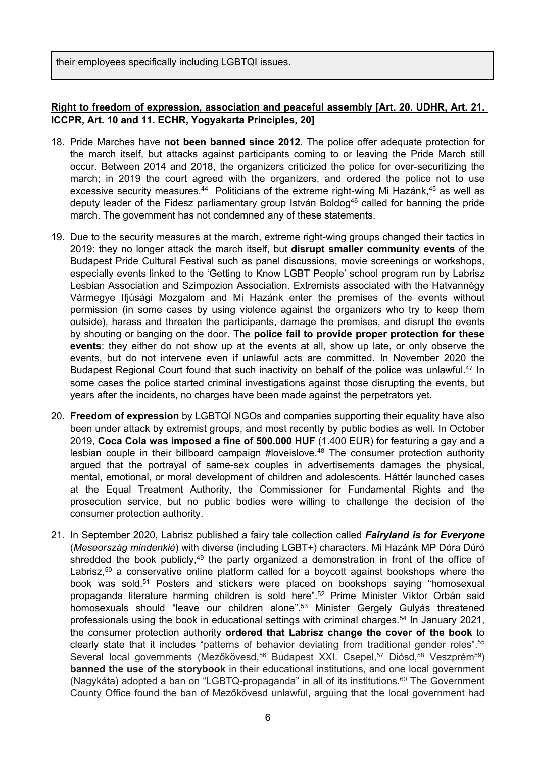their employees specifically including LGBTQI issues.

**Right to freedom of expression, association and peaceful assembly [Art. 20. UDHR, Art. 21. ICCPR, Art. 10 and 11. ECHR, Yogyakarta Principles, 20]**

18. Pride Marches have **not been banned since 2012**. The police offer adequate protection for the march itself, but attacks against participants coming to or leaving the Pride March still occur. Between 2014 and 2018, the organizers criticized the police for over-securitizing the march; in 2019 the court agreed with the organizers, and ordered the police not to use excessive security measures.[44] Politicians of the extreme right-wing Mi Hazánk,[45] as well as deputy leader of the Fidesz parliamentary group István Boldog[46] called for banning the pride march. The government has not condemned any of these statements.

19. Due to the security measures at the march, extreme right-wing groups changed their tactics in 2019: they no longer attack the march itself, but **disrupt smaller community events** of the Budapest Pride Cultural Festival such as panel discussions, movie screenings or workshops, especially events linked to the 'Getting to Know LGBT People' school program run by Labrisz Lesbian Association and Szimpozion Association. Extremists associated with the Hatvannégy Vármegye Ifjúsági Mozgalom and Mi Hazánk enter the premises of the events without permission (in some cases by using violence against the organizers who try to keep them outside), harass and threaten the participants, damage the premises, and disrupt the events by shouting or banging on the door. The **police fail to provide proper protection for these events**: they either do not show up at the events at all, show up late, or only observe the events, but do not intervene even if unlawful acts are committed. In November 2020 the Budapest Regional Court found that such inactivity on behalf of the police was unlawful.[47] In some cases the police started criminal investigations against those disrupting the events, but years after the incidents, no charges have been made against the perpetrators yet.

20. **Freedom of expression** by LGBTQI NGOs and companies supporting their equality have also been under attack by extremist groups, and most recently by public bodies as well. In October 2019, **Coca Cola was imposed a fine of 500.000 HUF** (1.400 EUR) for featuring a gay and a lesbian couple in their billboard campaign #loveislove.[48] The consumer protection authority argued that the portrayal of same-sex couples in advertisements damages the physical, mental, emotional, or moral development of children and adolescents. Háttér launched cases at the Equal Treatment Authority, the Commissioner for Fundamental Rights and the prosecution service, but no public bodies were willing to challenge the decision of the consumer protection authority.

21. In September 2020, Labrisz published a fairy tale collection called ***Fairyland is for Everyone*** (*Meseország mindenkié*) with diverse (including LGBT+) characters. Mi Hazánk MP Dóra Dúró shredded the book publicly,[49] the party organized a demonstration in front of the office of Labrisz,[50] a conservative online platform called for a boycott against bookshops where the book was sold.[51] Posters and stickers were placed on bookshops saying "homosexual propaganda literature harming children is sold here".[52] Prime Minister Viktor Orbán said homosexuals should "leave our children alone".[53] Minister Gergely Gulyás threatened professionals using the book in educational settings with criminal charges.[54] In January 2021, the consumer protection authority **ordered that Labrisz change the cover of the book** to clearly state that it includes "patterns of behavior deviating from traditional gender roles".[55] Several local governments (Mezőkövesd,[56] Budapest XXI. Csepel,[57] Diósd,[58] Veszprém[59]) **banned the use of the storybook** in their educational institutions, and one local government (Nagykáta) adopted a ban on "LGBTQ-propaganda" in all of its institutions.[60] The Government County Office found the ban of Mezőkövesd unlawful, arguing that the local government had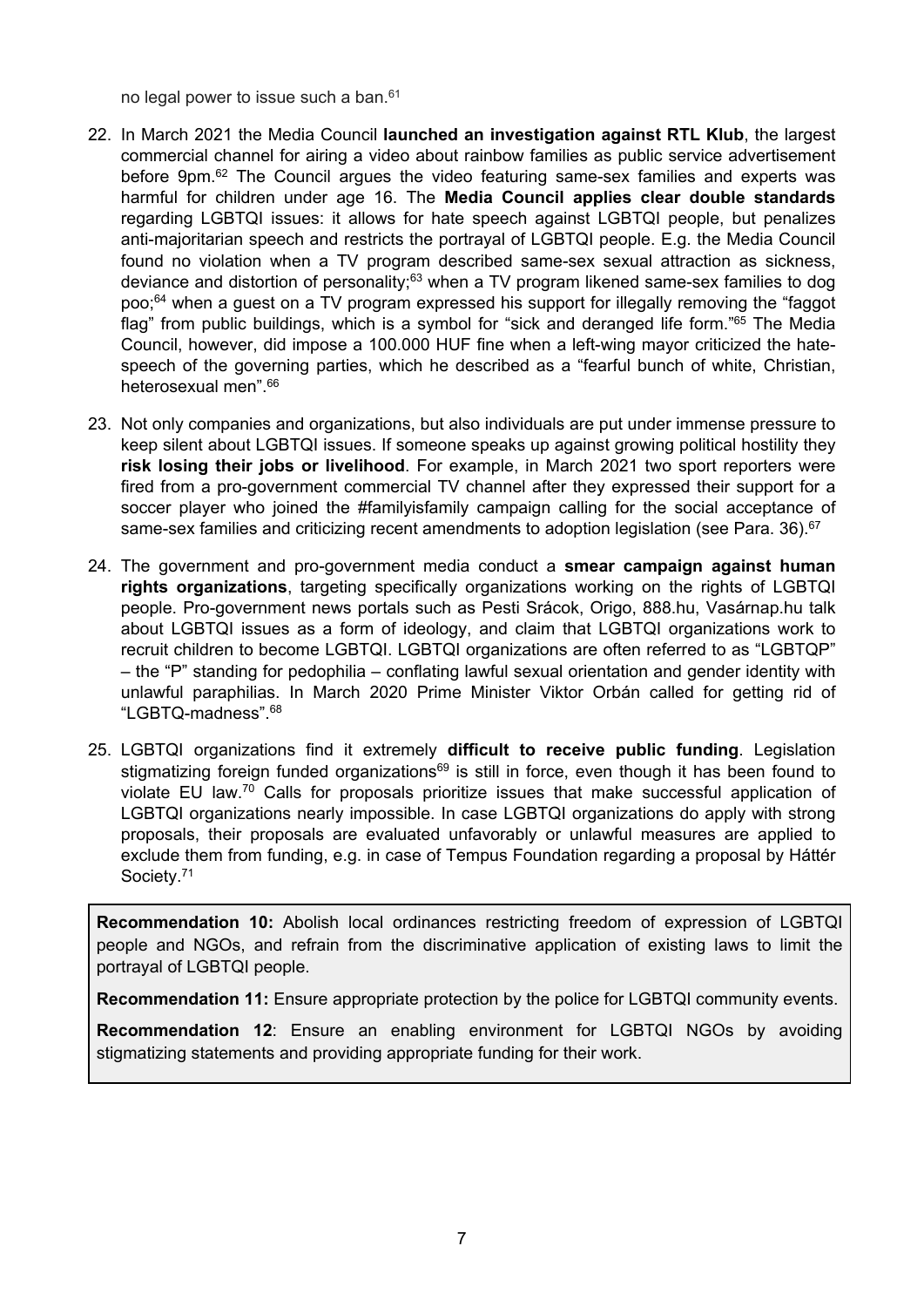no legal power to issue such a ban.[61]

22. In March 2021 the Media Council **launched an investigation against RTL Klub**, the largest commercial channel for airing a video about rainbow families as public service advertisement before 9pm.[62] The Council argues the video featuring same-sex families and experts was harmful for children under age 16. The **Media Council applies clear double standards** regarding LGBTQI issues: it allows for hate speech against LGBTQI people, but penalizes anti-majoritarian speech and restricts the portrayal of LGBTQI people. E.g. the Media Council found no violation when a TV program described same-sex sexual attraction as sickness, deviance and distortion of personality;[63] when a TV program likened same-sex families to dog poo;[64] when a guest on a TV program expressed his support for illegally removing the "faggot flag" from public buildings, which is a symbol for "sick and deranged life form."[65] The Media Council, however, did impose a 100.000 HUF fine when a left-wing mayor criticized the hate-speech of the governing parties, which he described as a "fearful bunch of white, Christian, heterosexual men".[66]

23. Not only companies and organizations, but also individuals are put under immense pressure to keep silent about LGBTQI issues. If someone speaks up against growing political hostility they **risk losing their jobs or livelihood**. For example, in March 2021 two sport reporters were fired from a pro-government commercial TV channel after they expressed their support for a soccer player who joined the #familyisfamily campaign calling for the social acceptance of same-sex families and criticizing recent amendments to adoption legislation (see Para. 36).[67]

24. The government and pro-government media conduct a **smear campaign against human rights organizations**, targeting specifically organizations working on the rights of LGBTQI people. Pro-government news portals such as Pesti Srácok, Origo, 888.hu, Vasárnap.hu talk about LGBTQI issues as a form of ideology, and claim that LGBTQI organizations work to recruit children to become LGBTQI. LGBTQI organizations are often referred to as "LGBTQP" – the "P" standing for pedophilia – conflating lawful sexual orientation and gender identity with unlawful paraphilias. In March 2020 Prime Minister Viktor Orbán called for getting rid of "LGBTQ-madness".[68]

25. LGBTQI organizations find it extremely **difficult to receive public funding**. Legislation stigmatizing foreign funded organizations[69] is still in force, even though it has been found to violate EU law.[70] Calls for proposals prioritize issues that make successful application of LGBTQI organizations nearly impossible. In case LGBTQI organizations do apply with strong proposals, their proposals are evaluated unfavorably or unlawful measures are applied to exclude them from funding, e.g. in case of Tempus Foundation regarding a proposal by Háttér Society.[71]

**Recommendation 10:** Abolish local ordinances restricting freedom of expression of LGBTQI people and NGOs, and refrain from the discriminative application of existing laws to limit the portrayal of LGBTQI people.

**Recommendation 11:** Ensure appropriate protection by the police for LGBTQI community events.

**Recommendation 12**: Ensure an enabling environment for LGBTQI NGOs by avoiding stigmatizing statements and providing appropriate funding for their work.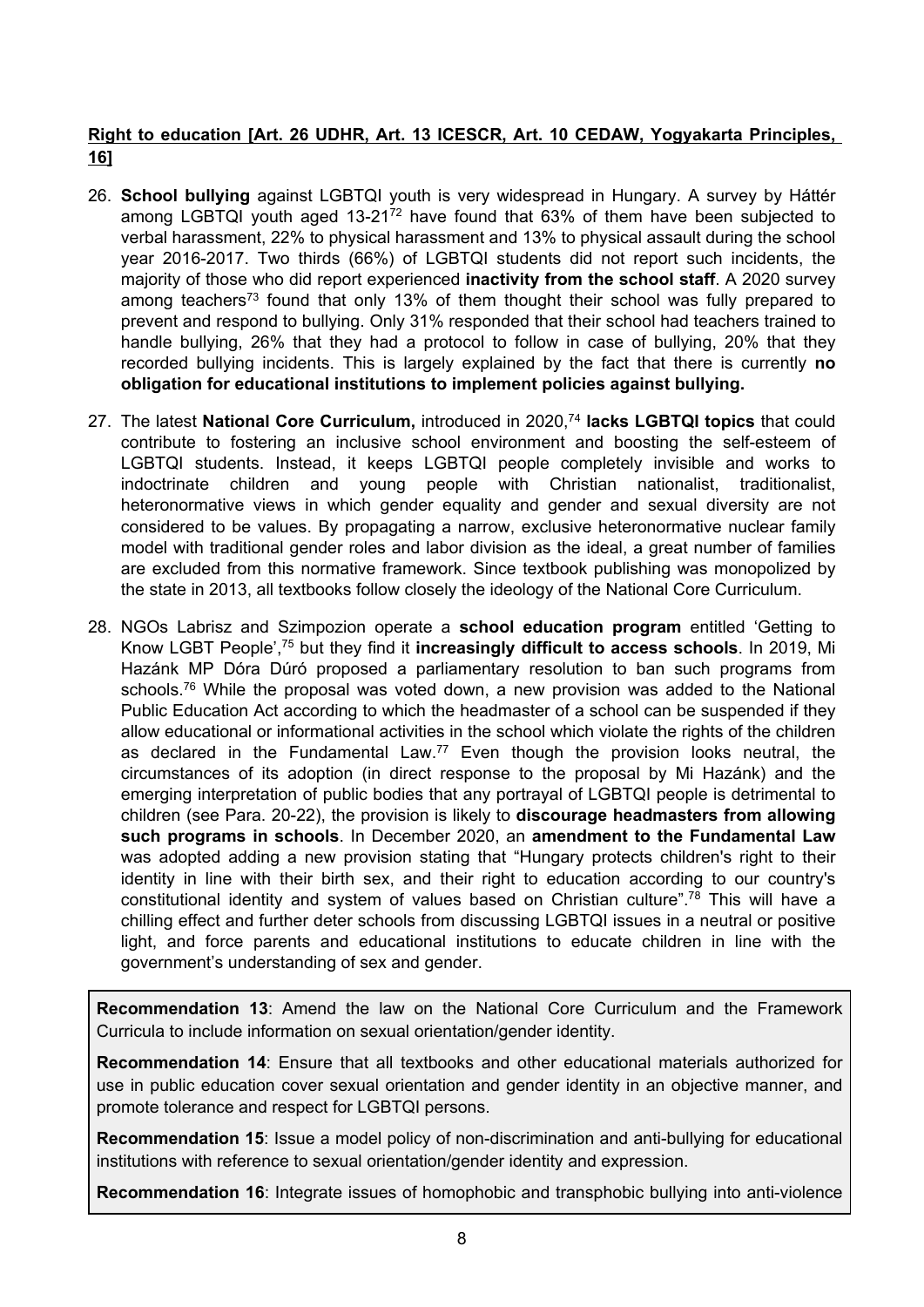**Right to education [Art. 26 UDHR, Art. 13 ICESCR, Art. 10 CEDAW, Yogyakarta Principles, 16]**

26. **School bullying** against LGBTQI youth is very widespread in Hungary. A survey by Háttér among LGBTQI youth aged 13-21[72] have found that 63% of them have been subjected to verbal harassment, 22% to physical harassment and 13% to physical assault during the school year 2016-2017. Two thirds (66%) of LGBTQI students did not report such incidents, the majority of those who did report experienced **inactivity from the school staff**. A 2020 survey among teachers[73] found that only 13% of them thought their school was fully prepared to prevent and respond to bullying. Only 31% responded that their school had teachers trained to handle bullying, 26% that they had a protocol to follow in case of bullying, 20% that they recorded bullying incidents. This is largely explained by the fact that there is currently **no obligation for educational institutions to implement policies against bullying.**

27. The latest **National Core Curriculum,** introduced in 2020,[74] **lacks LGBTQI topics** that could contribute to fostering an inclusive school environment and boosting the self-esteem of LGBTQI students. Instead, it keeps LGBTQI people completely invisible and works to indoctrinate children and young people with Christian nationalist, traditionalist, heteronormative views in which gender equality and gender and sexual diversity are not considered to be values. By propagating a narrow, exclusive heteronormative nuclear family model with traditional gender roles and labor division as the ideal, a great number of families are excluded from this normative framework. Since textbook publishing was monopolized by the state in 2013, all textbooks follow closely the ideology of the National Core Curriculum.

28. NGOs Labrisz and Szimpozion operate a **school education program** entitled 'Getting to Know LGBT People',[75] but they find it **increasingly difficult to access schools**. In 2019, Mi Hazánk MP Dóra Dúró proposed a parliamentary resolution to ban such programs from schools.[76] While the proposal was voted down, a new provision was added to the National Public Education Act according to which the headmaster of a school can be suspended if they allow educational or informational activities in the school which violate the rights of the children as declared in the Fundamental Law.[77] Even though the provision looks neutral, the circumstances of its adoption (in direct response to the proposal by Mi Hazánk) and the emerging interpretation of public bodies that any portrayal of LGBTQI people is detrimental to children (see Para. 20-22), the provision is likely to **discourage headmasters from allowing such programs in schools**. In December 2020, an **amendment to the Fundamental Law** was adopted adding a new provision stating that "Hungary protects children's right to their identity in line with their birth sex, and their right to education according to our country's constitutional identity and system of values based on Christian culture".[78] This will have a chilling effect and further deter schools from discussing LGBTQI issues in a neutral or positive light, and force parents and educational institutions to educate children in line with the government's understanding of sex and gender.

**Recommendation 13**: Amend the law on the National Core Curriculum and the Framework Curricula to include information on sexual orientation/gender identity.

**Recommendation 14**: Ensure that all textbooks and other educational materials authorized for use in public education cover sexual orientation and gender identity in an objective manner, and promote tolerance and respect for LGBTQI persons.

**Recommendation 15**: Issue a model policy of non-discrimination and anti-bullying for educational institutions with reference to sexual orientation/gender identity and expression.

**Recommendation 16**: Integrate issues of homophobic and transphobic bullying into anti-violence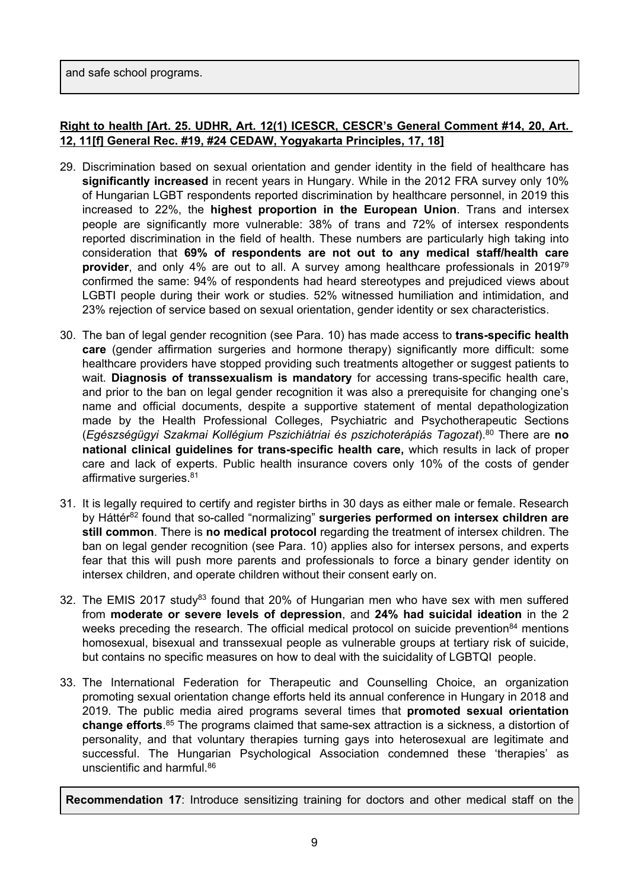and safe school programs.

**Right to health [Art. 25. UDHR, Art. 12(1) ICESCR, CESCR's General Comment #14, 20, Art. 12, 11[f] General Rec. #19, #24 CEDAW, Yogyakarta Principles, 17, 18]**

29. Discrimination based on sexual orientation and gender identity in the field of healthcare has **significantly increased** in recent years in Hungary. While in the 2012 FRA survey only 10% of Hungarian LGBT respondents reported discrimination by healthcare personnel, in 2019 this increased to 22%, the **highest proportion in the European Union**. Trans and intersex people are significantly more vulnerable: 38% of trans and 72% of intersex respondents reported discrimination in the field of health. These numbers are particularly high taking into consideration that **69% of respondents are not out to any medical staff/health care provider**, and only 4% are out to all. A survey among healthcare professionals in 2019[79] confirmed the same: 94% of respondents had heard stereotypes and prejudiced views about LGBTI people during their work or studies. 52% witnessed humiliation and intimidation, and 23% rejection of service based on sexual orientation, gender identity or sex characteristics.

30. The ban of legal gender recognition (see Para. 10) has made access to **trans-specific health care** (gender affirmation surgeries and hormone therapy) significantly more difficult: some healthcare providers have stopped providing such treatments altogether or suggest patients to wait. **Diagnosis of transsexualism is mandatory** for accessing trans-specific health care, and prior to the ban on legal gender recognition it was also a prerequisite for changing one's name and official documents, despite a supportive statement of mental depathologization made by the Health Professional Colleges, Psychiatric and Psychotherapeutic Sections (*Egészségügyi Szakmai Kollégium Pszichiátriai és pszichoterápiás Tagozat*).[80] There are **no national clinical guidelines for trans-specific health care,** which results in lack of proper care and lack of experts. Public health insurance covers only 10% of the costs of gender affirmative surgeries.[81]

31. It is legally required to certify and register births in 30 days as either male or female. Research by Háttér[82] found that so-called "normalizing" **surgeries performed on intersex children are still common**. There is **no medical protocol** regarding the treatment of intersex children. The ban on legal gender recognition (see Para. 10) applies also for intersex persons, and experts fear that this will push more parents and professionals to force a binary gender identity on intersex children, and operate children without their consent early on.

32. The EMIS 2017 study[83] found that 20% of Hungarian men who have sex with men suffered from **moderate or severe levels of depression**, and **24% had suicidal ideation** in the 2 weeks preceding the research. The official medical protocol on suicide prevention[84] mentions homosexual, bisexual and transsexual people as vulnerable groups at tertiary risk of suicide, but contains no specific measures on how to deal with the suicidality of LGBTQI people.

33. The International Federation for Therapeutic and Counselling Choice, an organization promoting sexual orientation change efforts held its annual conference in Hungary in 2018 and 2019. The public media aired programs several times that **promoted sexual orientation change efforts**.[85] The programs claimed that same-sex attraction is a sickness, a distortion of personality, and that voluntary therapies turning gays into heterosexual are legitimate and successful. The Hungarian Psychological Association condemned these 'therapies' as unscientific and harmful.[86]

**Recommendation 17**: Introduce sensitizing training for doctors and other medical staff on the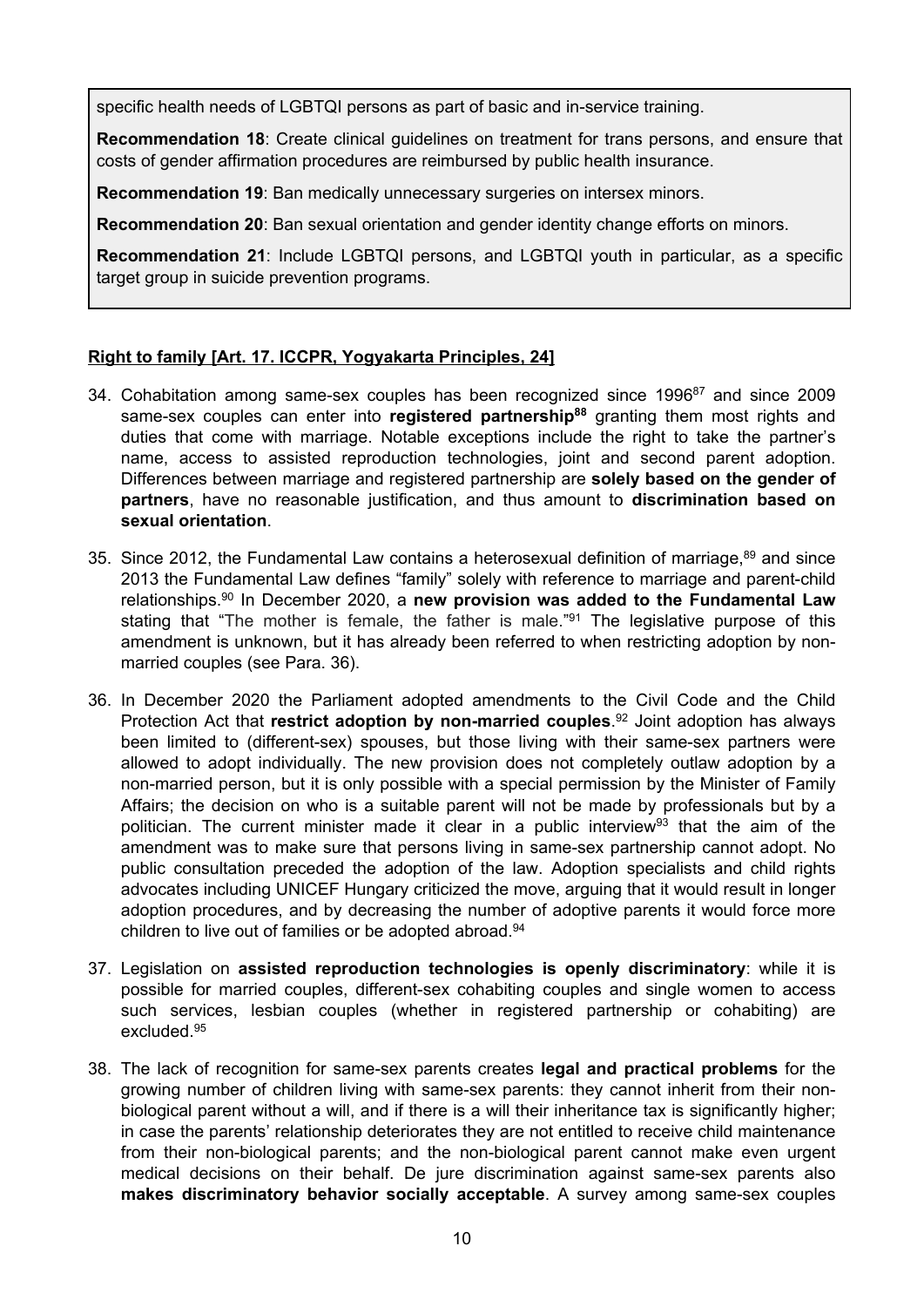specific health needs of LGBTQI persons as part of basic and in-service training.

**Recommendation 18**: Create clinical guidelines on treatment for trans persons, and ensure that costs of gender affirmation procedures are reimbursed by public health insurance.

**Recommendation 19**: Ban medically unnecessary surgeries on intersex minors.

**Recommendation 20**: Ban sexual orientation and gender identity change efforts on minors.

**Recommendation 21**: Include LGBTQI persons, and LGBTQI youth in particular, as a specific target group in suicide prevention programs.

**Right to family [Art. 17. ICCPR, Yogyakarta Principles, 24]**

34. Cohabitation among same-sex couples has been recognized since 1996[87] and since 2009 same-sex couples can enter into **registered partnership[88]** granting them most rights and duties that come with marriage. Notable exceptions include the right to take the partner's name, access to assisted reproduction technologies, joint and second parent adoption. Differences between marriage and registered partnership are **solely based on the gender of partners**, have no reasonable justification, and thus amount to **discrimination based on sexual orientation**.

35. Since 2012, the Fundamental Law contains a heterosexual definition of marriage,[89] and since 2013 the Fundamental Law defines "family" solely with reference to marriage and parent-child relationships.[90] In December 2020, a **new provision was added to the Fundamental Law** stating that "The mother is female, the father is male."[91] The legislative purpose of this amendment is unknown, but it has already been referred to when restricting adoption by non-married couples (see Para. 36).

36. In December 2020 the Parliament adopted amendments to the Civil Code and the Child Protection Act that **restrict adoption by non-married couples**.[92] Joint adoption has always been limited to (different-sex) spouses, but those living with their same-sex partners were allowed to adopt individually. The new provision does not completely outlaw adoption by a non-married person, but it is only possible with a special permission by the Minister of Family Affairs; the decision on who is a suitable parent will not be made by professionals but by a politician. The current minister made it clear in a public interview[93] that the aim of the amendment was to make sure that persons living in same-sex partnership cannot adopt. No public consultation preceded the adoption of the law. Adoption specialists and child rights advocates including UNICEF Hungary criticized the move, arguing that it would result in longer adoption procedures, and by decreasing the number of adoptive parents it would force more children to live out of families or be adopted abroad.[94]

37. Legislation on **assisted reproduction technologies is openly discriminatory**: while it is possible for married couples, different-sex cohabiting couples and single women to access such services, lesbian couples (whether in registered partnership or cohabiting) are excluded.[95]

38. The lack of recognition for same-sex parents creates **legal and practical problems** for the growing number of children living with same-sex parents: they cannot inherit from their non-biological parent without a will, and if there is a will their inheritance tax is significantly higher; in case the parents' relationship deteriorates they are not entitled to receive child maintenance from their non-biological parents; and the non-biological parent cannot make even urgent medical decisions on their behalf. De jure discrimination against same-sex parents also **makes discriminatory behavior socially acceptable**. A survey among same-sex couples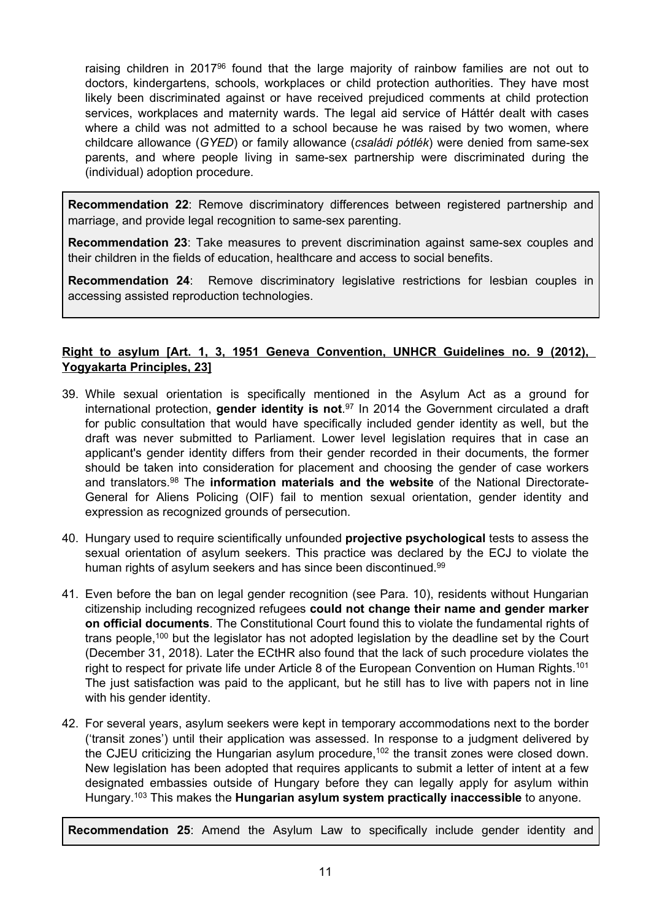raising children in 2017[96] found that the large majority of rainbow families are not out to doctors, kindergartens, schools, workplaces or child protection authorities. They have most likely been discriminated against or have received prejudiced comments at child protection services, workplaces and maternity wards. The legal aid service of Háttér dealt with cases where a child was not admitted to a school because he was raised by two women, where childcare allowance (*GYED*) or family allowance (*családi pótlék*) were denied from same-sex parents, and where people living in same-sex partnership were discriminated during the (individual) adoption procedure.

**Recommendation 22**: Remove discriminatory differences between registered partnership and marriage, and provide legal recognition to same-sex parenting.

**Recommendation 23**: Take measures to prevent discrimination against same-sex couples and their children in the fields of education, healthcare and access to social benefits.

**Recommendation 24**: Remove discriminatory legislative restrictions for lesbian couples in accessing assisted reproduction technologies.

**Right to asylum [Art. 1, 3, 1951 Geneva Convention, UNHCR Guidelines no. 9 (2012), Yogyakarta Principles, 23]**

39. While sexual orientation is specifically mentioned in the Asylum Act as a ground for international protection, **gender identity is not**.[97] In 2014 the Government circulated a draft for public consultation that would have specifically included gender identity as well, but the draft was never submitted to Parliament. Lower level legislation requires that in case an applicant's gender identity differs from their gender recorded in their documents, the former should be taken into consideration for placement and choosing the gender of case workers and translators.[98] The **information materials and the website** of the National Directorate-General for Aliens Policing (OIF) fail to mention sexual orientation, gender identity and expression as recognized grounds of persecution.

40. Hungary used to require scientifically unfounded **projective psychological** tests to assess the sexual orientation of asylum seekers. This practice was declared by the ECJ to violate the human rights of asylum seekers and has since been discontinued.[99]

41. Even before the ban on legal gender recognition (see Para. 10), residents without Hungarian citizenship including recognized refugees **could not change their name and gender marker on official documents**. The Constitutional Court found this to violate the fundamental rights of trans people,[100] but the legislator has not adopted legislation by the deadline set by the Court (December 31, 2018). Later the ECtHR also found that the lack of such procedure violates the right to respect for private life under Article 8 of the European Convention on Human Rights.[101] The just satisfaction was paid to the applicant, but he still has to live with papers not in line with his gender identity.

42. For several years, asylum seekers were kept in temporary accommodations next to the border ('transit zones') until their application was assessed. In response to a judgment delivered by the CJEU criticizing the Hungarian asylum procedure,[102] the transit zones were closed down. New legislation has been adopted that requires applicants to submit a letter of intent at a few designated embassies outside of Hungary before they can legally apply for asylum within Hungary.[103] This makes the **Hungarian asylum system practically inaccessible** to anyone.

**Recommendation 25**: Amend the Asylum Law to specifically include gender identity and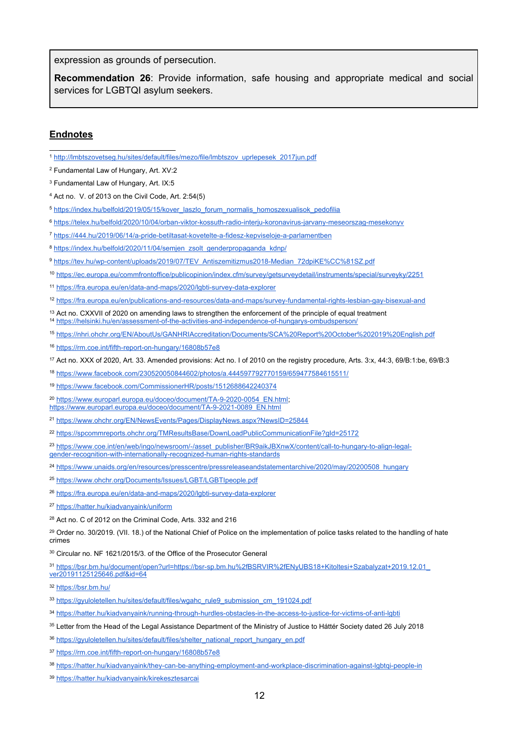expression as grounds of persecution.

**Recommendation 26**: Provide information, safe housing and appropriate medical and social services for LGBTQI asylum seekers.

## Endnotes

[1] http://lmbtszovetseg.hu/sites/default/files/mezo/file/lmbtszov_uprlepesek_2017jun.pdf

[2] Fundamental Law of Hungary, Art. XV:2

[3] Fundamental Law of Hungary, Art. IX:5

[4] Act no. V. of 2013 on the Civil Code, Art. 2:54(5)

[5] https://index.hu/belfold/2019/05/15/kover_laszlo_forum_normalis_homoszexualisok_pedofilia

[6] https://telex.hu/belfold/2020/10/04/orban-viktor-kossuth-radio-interju-koronavirus-jarvany-meseorszag-mesekonyv

[7] https://444.hu/2019/06/14/a-pride-betiltasat-kovetelte-a-fidesz-kepviseloje-a-parlamentben

[8] https://index.hu/belfold/2020/11/04/semjen_zsolt_genderpropaganda_kdnp/

[9] https://tev.hu/wp-content/uploads/2019/07/TEV_Antiszemitizmus2018-Median_72dpiKE%CC%81SZ.pdf

[10] https://ec.europa.eu/commfrontoffice/publicopinion/index.cfm/survey/getsurveydetail/instruments/special/surveyky/2251

[11] https://fra.europa.eu/en/data-and-maps/2020/lgbti-survey-data-explorer

[12] https://fra.europa.eu/en/publications-and-resources/data-and-maps/survey-fundamental-rights-lesbian-gay-bisexual-and

[13] Act no. CXXVII of 2020 on amending laws to strengthen the enforcement of the principle of equal treatment

[14] https://helsinki.hu/en/assessment-of-the-activities-and-independence-of-hungarys-ombudsperson/

[15] https://nhri.ohchr.org/EN/AboutUs/GANHRIAccreditation/Documents/SCA%20Report%20October%202019%20English.pdf

[16] https://rm.coe.int/fifth-report-on-hungary/16808b57e8

[17] Act no. XXX of 2020, Art. 33. Amended provisions: Act no. I of 2010 on the registry procedure, Arts. 3:x, 44:3, 69/B:1:be, 69/B:3

[18] https://www.facebook.com/230520050844602/photos/a.444597792770159/659477584615511/

[19] https://www.facebook.com/CommissionerHR/posts/1512688642240374

[20] https://www.europarl.europa.eu/doceo/document/TA-9-2020-0054_EN.html; https://www.europarl.europa.eu/doceo/document/TA-9-2021-0089_EN.html

[21] https://www.ohchr.org/EN/NewsEvents/Pages/DisplayNews.aspx?NewsID=25844

[22] https://spcommreports.ohchr.org/TMResultsBase/DownLoadPublicCommunicationFile?gId=25172

[23] https://www.coe.int/en/web/ingo/newsroom/-/asset_publisher/BR9aikJBXnwX/content/call-to-hungary-to-align-legal-gender-recognition-with-internationally-recognized-human-rights-standards

[24] https://www.unaids.org/en/resources/presscentre/pressreleaseandstatementarchive/2020/may/20200508_hungary

[25] https://www.ohchr.org/Documents/Issues/LGBT/LGBTIpeople.pdf

[26] https://fra.europa.eu/en/data-and-maps/2020/lgbti-survey-data-explorer

[27] https://hatter.hu/kiadvanyaink/uniform

[28] Act no. C of 2012 on the Criminal Code, Arts. 332 and 216

[29] Order no. 30/2019. (VII. 18.) of the National Chief of Police on the implementation of police tasks related to the handling of hate crimes

[30] Circular no. NF 1621/2015/3. of the Office of the Prosecutor General

[31] https://bsr.bm.hu/document/open?url=https://bsr-sp.bm.hu%2fBSRVIR%2fENyUBS18+Kitoltesi+Szabalyzat+2019.12.01_ver20191125125646.pdf&id=64

[32] https://bsr.bm.hu/

[33] https://gyuloletellen.hu/sites/default/files/wgahc_rule9_submission_cm_191024.pdf

[34] https://hatter.hu/kiadvanyaink/running-through-hurdles-obstacles-in-the-access-to-justice-for-victims-of-anti-lgbti

[35] Letter from the Head of the Legal Assistance Department of the Ministry of Justice to Háttér Society dated 26 July 2018

[36] https://gyuloletellen.hu/sites/default/files/shelter_national_report_hungary_en.pdf

[37] https://rm.coe.int/fifth-report-on-hungary/16808b57e8

[38] https://hatter.hu/kiadvanyaink/they-can-be-anything-employment-and-workplace-discrimination-against-lgbtqi-people-in

[39] https://hatter.hu/kiadvanyaink/kirekesztesarcai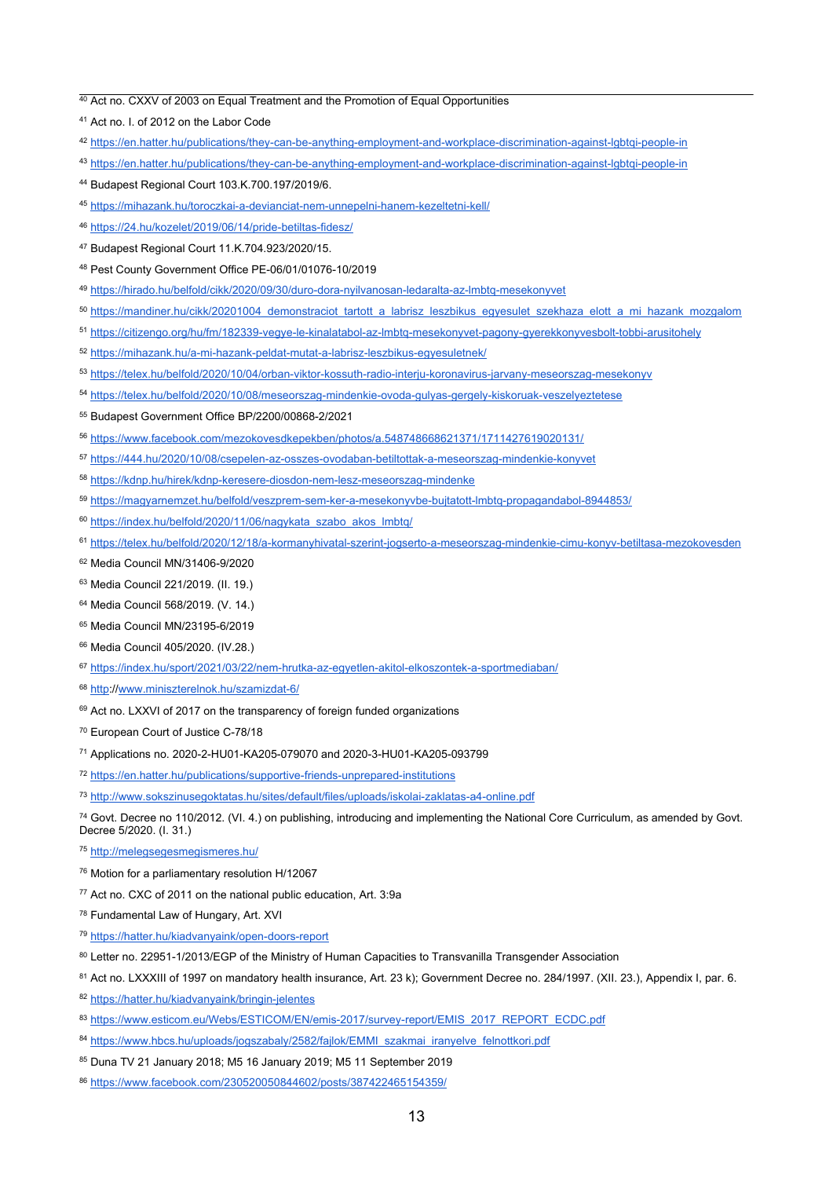[40] Act no. CXXV of 2003 on Equal Treatment and the Promotion of Equal Opportunities

[41] Act no. I. of 2012 on the Labor Code

[42] https://en.hatter.hu/publications/they-can-be-anything-employment-and-workplace-discrimination-against-lgbtqi-people-in

[43] https://en.hatter.hu/publications/they-can-be-anything-employment-and-workplace-discrimination-against-lgbtqi-people-in

[44] Budapest Regional Court 103.K.700.197/2019/6.

[45] https://mihazank.hu/toroczkai-a-devianciat-nem-unnepelni-hanem-kezeltetni-kell/

[46] https://24.hu/kozelet/2019/06/14/pride-betiltas-fidesz/

[47] Budapest Regional Court 11.K.704.923/2020/15.

[48] Pest County Government Office PE-06/01/01076-10/2019

[49] https://hirado.hu/belfold/cikk/2020/09/30/duro-dora-nyilvanosan-ledaralta-az-lmbtq-mesekonyvet

[50] https://mandiner.hu/cikk/20201004_demonstraciot_tartott_a_labrisz_leszbikus_egyesulet_szekhaza_elott_a_mi_hazank_mozgalom

[51] https://citizengo.org/hu/fm/182339-vegye-le-kinalatabol-az-lmbtq-mesekonyvet-pagony-gyerekkonyvesbolt-tobbi-arusitohely

[52] https://mihazank.hu/a-mi-hazank-peldat-mutat-a-labrisz-leszbikus-egyesuletnek/

[53] https://telex.hu/belfold/2020/10/04/orban-viktor-kossuth-radio-interju-koronavirus-jarvany-meseorszag-mesekonyv

[54] https://telex.hu/belfold/2020/10/08/meseorszag-mindenkie-ovoda-gulyas-gergely-kiskoruak-veszelyeztetese

[55] Budapest Government Office BP/2200/00868-2/2021

[56] https://www.facebook.com/mezokovesdkepekben/photos/a.548748668621371/1711427619020131/

[57] https://444.hu/2020/10/08/csepelen-az-osszes-ovodaban-betiltottak-a-meseorszag-mindenkie-konyvet

[58] https://kdnp.hu/hirek/kdnp-keresere-diosdon-nem-lesz-meseorszag-mindenke

[59] https://magyarnemzet.hu/belfold/veszprem-sem-ker-a-mesekonyvbe-bujtatott-lmbtq-propagandabol-8944853/

[60] https://index.hu/belfold/2020/11/06/nagykata_szabo_akos_lmbtq/

[61] https://telex.hu/belfold/2020/12/18/a-kormanyhivatal-szerint-jogserto-a-meseorszag-mindenkie-cimu-konyv-betiltasa-mezokovesden

[62] Media Council MN/31406-9/2020

[63] Media Council 221/2019. (II. 19.)

[64] Media Council 568/2019. (V. 14.)

[65] Media Council MN/23195-6/2019

[66] Media Council 405/2020. (IV.28.)

[67] https://index.hu/sport/2021/03/22/nem-hrutka-az-egyetlen-akitol-elkoszontek-a-sportmediaban/

[68] http://www.miniszterelnok.hu/szamizdat-6/

[69] Act no. LXXVI of 2017 on the transparency of foreign funded organizations

[70] European Court of Justice C-78/18

[71] Applications no. 2020-2-HU01-KA205-079070 and 2020-3-HU01-KA205-093799

[72] https://en.hatter.hu/publications/supportive-friends-unprepared-institutions

[73] http://www.sokszinusegoktatas.hu/sites/default/files/uploads/iskolai-zaklatas-a4-online.pdf

[74] Govt. Decree no 110/2012. (VI. 4.) on publishing, introducing and implementing the National Core Curriculum, as amended by Govt. Decree 5/2020. (I. 31.)

[75] http://melegsegesmegismeres.hu/

[76] Motion for a parliamentary resolution H/12067

[77] Act no. CXC of 2011 on the national public education, Art. 3:9a

[78] Fundamental Law of Hungary, Art. XVI

[79] https://hatter.hu/kiadvanyaink/open-doors-report

[80] Letter no. 22951-1/2013/EGP of the Ministry of Human Capacities to Transvanilla Transgender Association

[81] Act no. LXXXIII of 1997 on mandatory health insurance, Art. 23 k); Government Decree no. 284/1997. (XII. 23.), Appendix I, par. 6.

[82] https://hatter.hu/kiadvanyaink/bringin-jelentes

[83] https://www.esticom.eu/Webs/ESTICOM/EN/emis-2017/survey-report/EMIS_2017_REPORT_ECDC.pdf

[84] https://www.hbcs.hu/uploads/jogszabaly/2582/fajlok/EMMI_szakmai_iranyelve_felnottkori.pdf

[85] Duna TV 21 January 2018; M5 16 January 2019; M5 11 September 2019

[86] https://www.facebook.com/230520050844602/posts/387422465154359/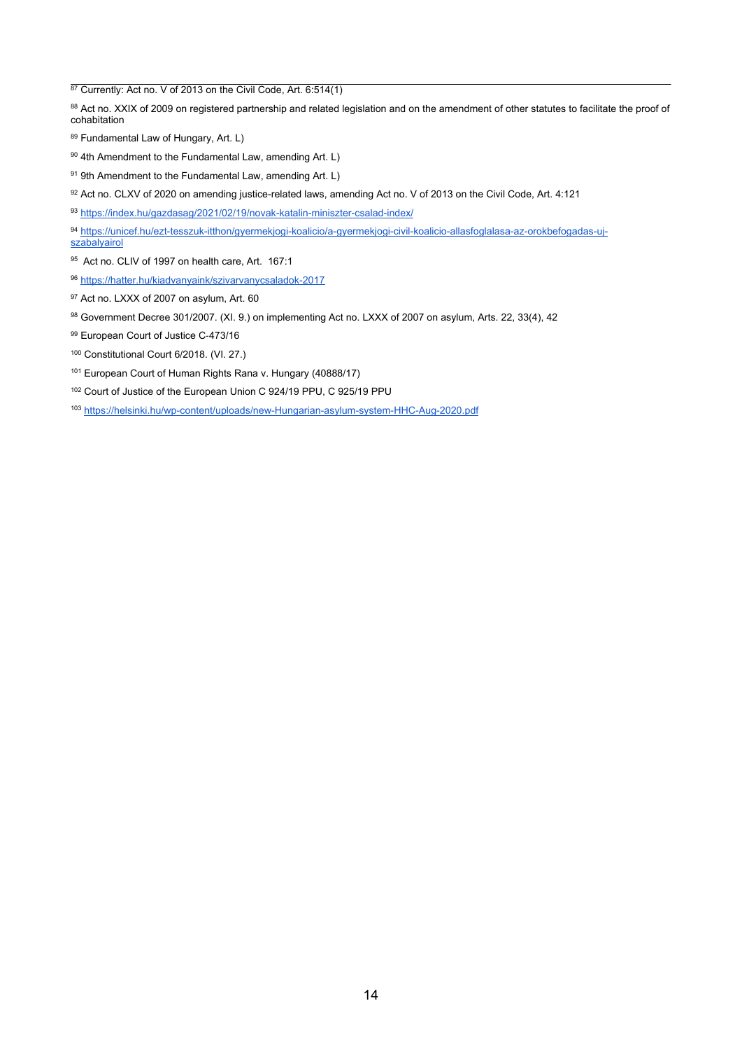[87] Currently: Act no. V of 2013 on the Civil Code, Art. 6:514(1)

[88] Act no. XXIX of 2009 on registered partnership and related legislation and on the amendment of other statutes to facilitate the proof of cohabitation

[89] Fundamental Law of Hungary, Art. L)

[90] 4th Amendment to the Fundamental Law, amending Art. L)

[91] 9th Amendment to the Fundamental Law, amending Art. L)

[92] Act no. CLXV of 2020 on amending justice-related laws, amending Act no. V of 2013 on the Civil Code, Art. 4:121

[93] https://index.hu/gazdasag/2021/02/19/novak-katalin-miniszter-csalad-index/

[94] https://unicef.hu/ezt-tesszuk-itthon/gyermekjogi-koalicio/a-gyermekjogi-civil-koalicio-allasfoglalasa-az-orokbefogadas-uj-szabalyairol

[95] Act no. CLIV of 1997 on health care, Art. 167:1

[96] https://hatter.hu/kiadvanyaink/szivarvanycsaladok-2017

[97] Act no. LXXX of 2007 on asylum, Art. 60

[98] Government Decree 301/2007. (XI. 9.) on implementing Act no. LXXX of 2007 on asylum, Arts. 22, 33(4), 42

[99] European Court of Justice C-473/16

[100] Constitutional Court 6/2018. (VI. 27.)

[101] European Court of Human Rights Rana v. Hungary (40888/17)

[102] Court of Justice of the European Union C 924/19 PPU, C 925/19 PPU

[103] https://helsinki.hu/wp-content/uploads/new-Hungarian-asylum-system-HHC-Aug-2020.pdf